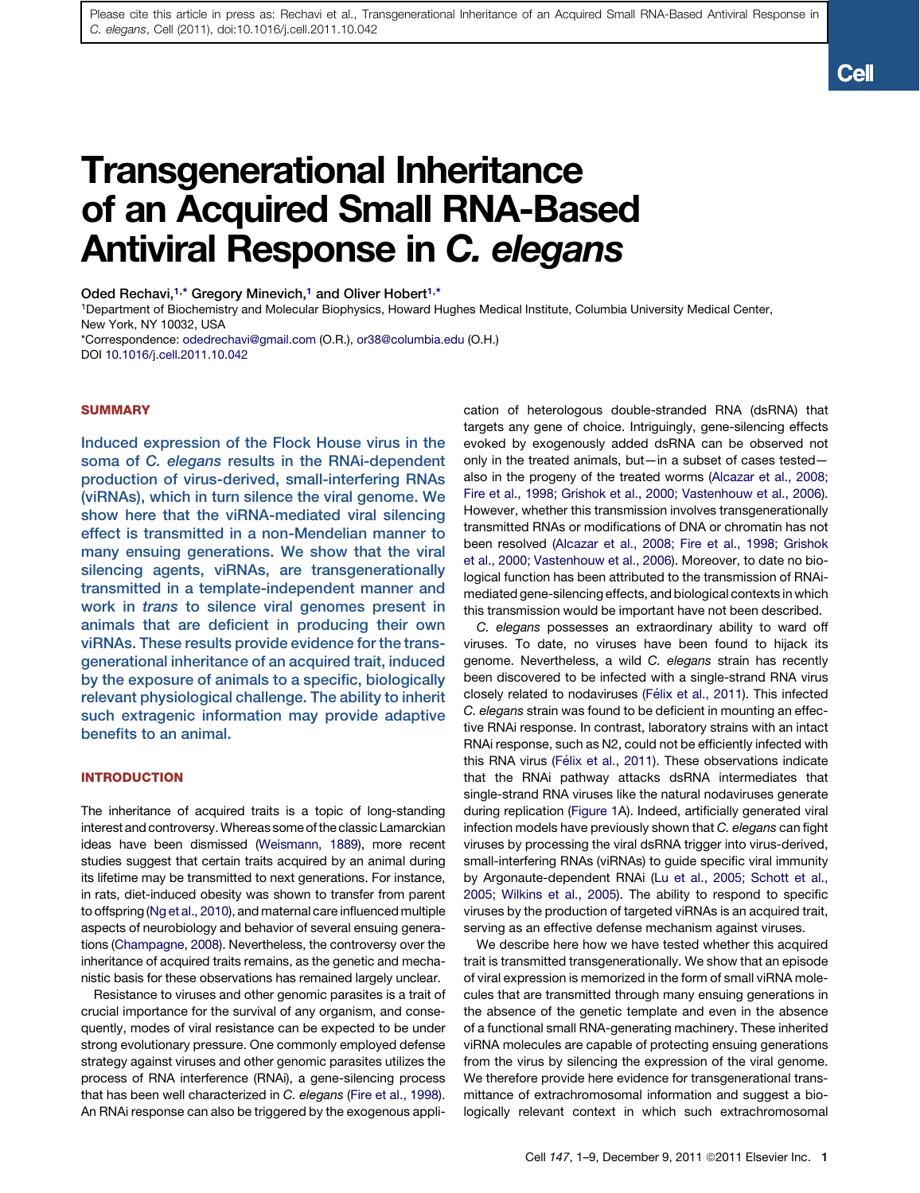# Transgenerational Inheritance of an Acquired Small RNA-Based Antiviral Response in *C. elegans*

**Oded Rechavi,[1,*] Gregory Minevich,[1] and Oliver Hobert[1,*]**

[1]Department of Biochemistry and Molecular Biophysics, Howard Hughes Medical Institute, Columbia University Medical Center, New York, NY 10032, USA

*Correspondence: odedrechavi@gmail.com (O.R.), or38@columbia.edu (O.H.)

DOI 10.1016/j.cell.2011.10.042

## SUMMARY

Induced expression of the Flock House virus in the soma of *C. elegans* results in the RNAi-dependent production of virus-derived, small-interfering RNAs (viRNAs), which in turn silence the viral genome. We show here that the viRNA-mediated viral silencing effect is transmitted in a non-Mendelian manner to many ensuing generations. We show that the viral silencing agents, viRNAs, are transgenerationally transmitted in a template-independent manner and work in *trans* to silence viral genomes present in animals that are deficient in producing their own viRNAs. These results provide evidence for the transgenerational inheritance of an acquired trait, induced by the exposure of animals to a specific, biologically relevant physiological challenge. The ability to inherit such extragenic information may provide adaptive benefits to an animal.

## INTRODUCTION

The inheritance of acquired traits is a topic of long-standing interest and controversy. Whereas some of the classic Lamarckian ideas have been dismissed (Weismann, 1889), more recent studies suggest that certain traits acquired by an animal during its lifetime may be transmitted to next generations. For instance, in rats, diet-induced obesity was shown to transfer from parent to offspring (Ng et al., 2010), and maternal care influenced multiple aspects of neurobiology and behavior of several ensuing generations (Champagne, 2008). Nevertheless, the controversy over the inheritance of acquired traits remains, as the genetic and mechanistic basis for these observations has remained largely unclear.

Resistance to viruses and other genomic parasites is a trait of crucial importance for the survival of any organism, and consequently, modes of viral resistance can be expected to be under strong evolutionary pressure. One commonly employed defense strategy against viruses and other genomic parasites utilizes the process of RNA interference (RNAi), a gene-silencing process that has been well characterized in *C. elegans* (Fire et al., 1998). An RNAi response can also be triggered by the exogenous application of heterologous double-stranded RNA (dsRNA) that targets any gene of choice. Intriguingly, gene-silencing effects evoked by exogenously added dsRNA can be observed not only in the treated animals, but—in a subset of cases tested—also in the progeny of the treated worms (Alcazar et al., 2008; Fire et al., 1998; Grishok et al., 2000; Vastenhouw et al., 2006). However, whether this transmission involves transgenerationally transmitted RNAs or modifications of DNA or chromatin has not been resolved (Alcazar et al., 2008; Fire et al., 1998; Grishok et al., 2000; Vastenhouw et al., 2006). Moreover, to date no biological function has been attributed to the transmission of RNAi-mediated gene-silencing effects, and biological contexts in which this transmission would be important have not been described.

*C. elegans* possesses an extraordinary ability to ward off viruses. To date, no viruses have been found to hijack its genome. Nevertheless, a wild *C. elegans* strain has recently been discovered to be infected with a single-strand RNA virus closely related to nodaviruses (Félix et al., 2011). This infected *C. elegans* strain was found to be deficient in mounting an effective RNAi response. In contrast, laboratory strains with an intact RNAi response, such as N2, could not be efficiently infected with this RNA virus (Félix et al., 2011). These observations indicate that the RNAi pathway attacks dsRNA intermediates that single-strand RNA viruses like the natural nodaviruses generate during replication (Figure 1A). Indeed, artificially generated viral infection models have previously shown that *C. elegans* can fight viruses by processing the viral dsRNA trigger into virus-derived, small-interfering RNAs (viRNAs) to guide specific viral immunity by Argonaute-dependent RNAi (Lu et al., 2005; Schott et al., 2005; Wilkins et al., 2005). The ability to respond to specific viruses by the production of targeted viRNAs is an acquired trait, serving as an effective defense mechanism against viruses.

We describe here how we have tested whether this acquired trait is transmitted transgenerationally. We show that an episode of viral expression is memorized in the form of small viRNA molecules that are transmitted through many ensuing generations in the absence of the genetic template and even in the absence of a functional small RNA-generating machinery. These inherited viRNA molecules are capable of protecting ensuing generations from the virus by silencing the expression of the viral genome. We therefore provide here evidence for transgenerational transmittance of extrachromosomal information and suggest a biologically relevant context in which such extrachromosomal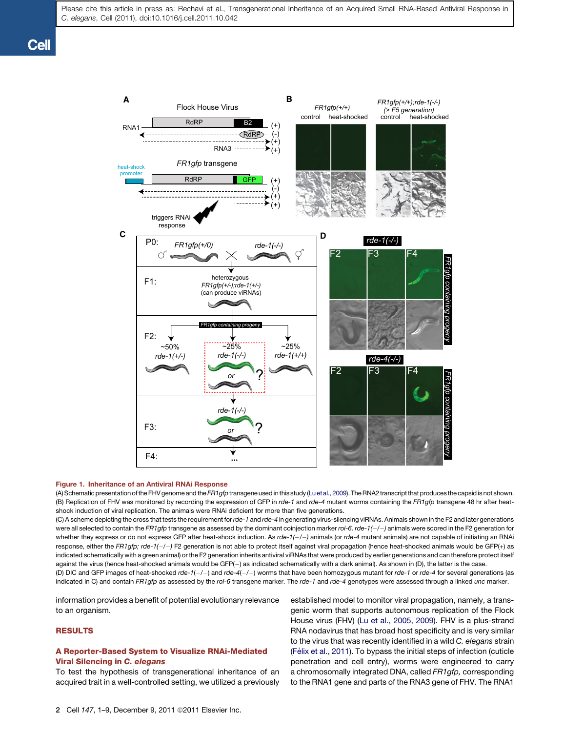**Figure 1. Inheritance of an Antiviral RNAi Response**

(A) Schematic presentation of the FHV genome and the *FR1gfp* transgene used in this study (Lu et al., 2009). The RNA2 transcript that produces the capsid is not shown.

(B) Replication of FHV was monitored by recording the expression of GFP in *rde-1* and *rde-4* mutant worms containing the *FR1gfp* transgene 48 hr after heat-shock induction of viral replication. The animals were RNAi deficient for more than five generations.

(C) A scheme depicting the cross that tests the requirement for *rde-1* and *rde-4* in generating virus-silencing viRNAs. Animals shown in the F2 and later generations were all selected to contain the *FR1gfp* transgene as assessed by the dominant coinjection marker *rol-6*. *rde-1(−/−)* animals were scored in the F2 generation for whether they express or do not express GFP after heat-shock induction. As *rde-1(−/−)* animals (or *rde-4* mutant animals) are not capable of initiating an RNAi response, either the *FR1gfp; rde-1(−/−)* F2 generation is not able to protect itself against viral propagation (hence heat-shocked animals would be GFP(+) as indicated schematically with a green animal) or the F2 generation inherits antiviral viRNAs that were produced by earlier generations and can therefore protect itself against the virus (hence heat-shocked animals would be GFP(−) as indicated schematically with a dark animal). As shown in (D), the latter is the case.

(D) DIC and GFP images of heat-shocked *rde-1(−/−)* and *rde-4(−/−)* worms that have been homozygous mutant for *rde-1* or *rde-4* for several generations (as indicated in C) and contain *FR1gfp* as assessed by the *rol-6* transgene marker. The *rde-1* and *rde-4* genotypes were assessed through a linked *unc* marker.

information provides a benefit of potential evolutionary relevance to an organism.

## RESULTS

### A Reporter-Based System to Visualize RNAi-Mediated Viral Silencing in *C. elegans*

To test the hypothesis of transgenerational inheritance of an acquired trait in a well-controlled setting, we utilized a previously established model to monitor viral propagation, namely, a transgenic worm that supports autonomous replication of the Flock House virus (FHV) (Lu et al., 2005, 2009). FHV is a plus-strand RNA nodavirus that has broad host specificity and is very similar to the virus that was recently identified in a wild *C. elegans* strain (Félix et al., 2011). To bypass the initial steps of infection (cuticle penetration and cell entry), worms were engineered to carry a chromosomally integrated DNA, called *FR1gfp,* corresponding to the RNA1 gene and parts of the RNA3 gene of FHV. The RNA1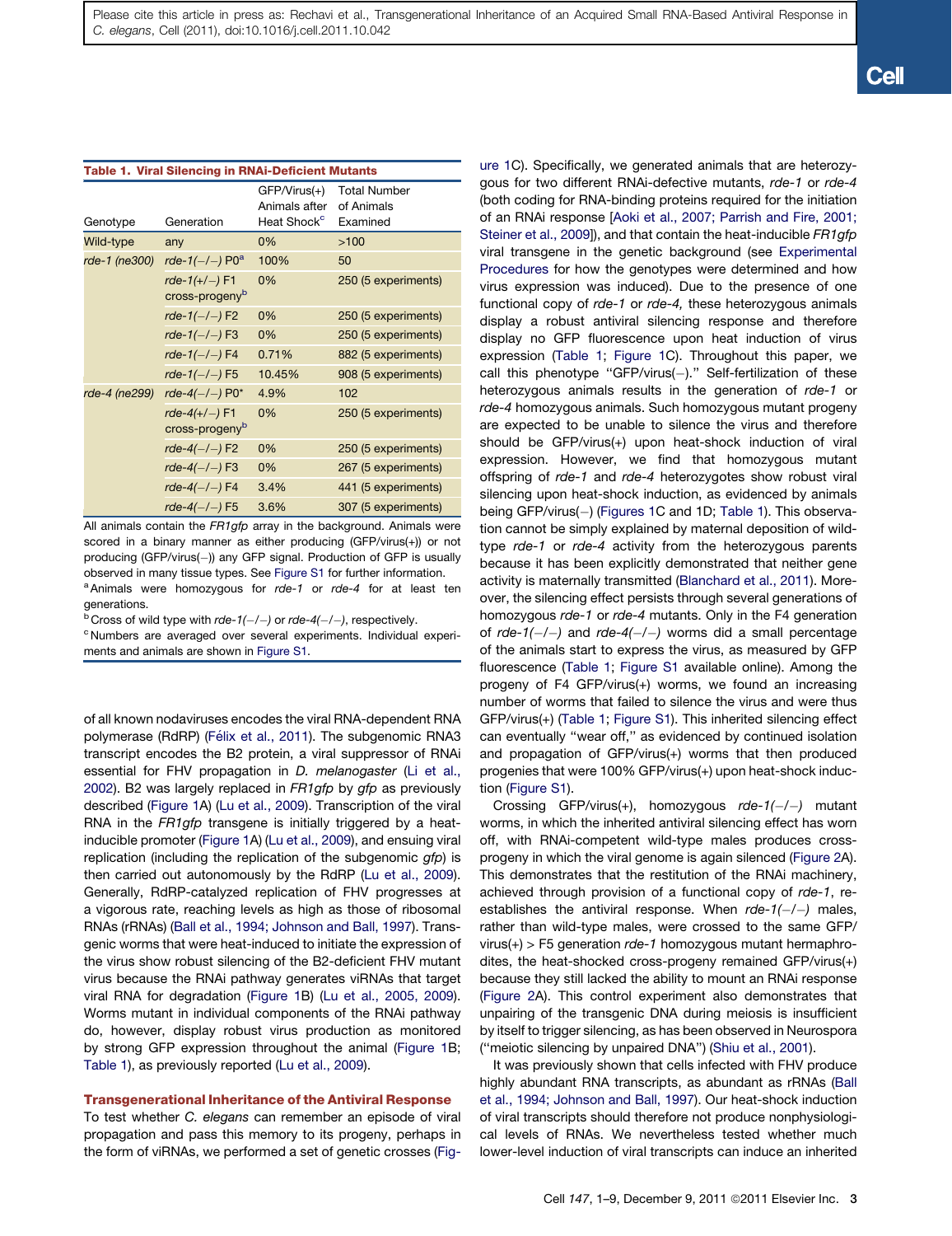**Table 1. Viral Silencing in RNAi-Deficient Mutants**

| Genotype | Generation | GFP/Virus(+) Animals after Heat Shock[c] | Total Number of Animals Examined |
|---|---|---|---|
| Wild-type | any | 0% | >100 |
| *rde-1 (ne300)* | *rde-1(−/−)* P0[a] | 100% | 50 |
| | *rde-1(+/−)* F1 cross-progeny[b] | 0% | 250 (5 experiments) |
| | *rde-1(−/−)* F2 | 0% | 250 (5 experiments) |
| | *rde-1(−/−)* F3 | 0% | 250 (5 experiments) |
| | *rde-1(−/−)* F4 | 0.71% | 882 (5 experiments) |
| | *rde-1(−/−)* F5 | 10.45% | 908 (5 experiments) |
| *rde-4 (ne299)* | *rde-4(−/−)* P0* | 4.9% | 102 |
| | *rde-4(+/−)* F1 cross-progeny[b] | 0% | 250 (5 experiments) |
| | *rde-4(−/−)* F2 | 0% | 250 (5 experiments) |
| | *rde-4(−/−)* F3 | 0% | 267 (5 experiments) |
| | *rde-4(−/−)* F4 | 3.4% | 441 (5 experiments) |
| | *rde-4(−/−)* F5 | 3.6% | 307 (5 experiments) |

All animals contain the *FR1gfp* array in the background. Animals were scored in a binary manner as either producing (GFP/virus(+)) or not producing (GFP/virus(−)) any GFP signal. Production of GFP is usually observed in many tissue types. See Figure S1 for further information.
[a] Animals were homozygous for *rde-1* or *rde-4* for at least ten generations.
[b] Cross of wild type with *rde-1(−/−)* or *rde-4(−/−)*, respectively.
[c] Numbers are averaged over several experiments. Individual experiments and animals are shown in Figure S1.

of all known nodaviruses encodes the viral RNA-dependent RNA polymerase (RdRP) (Félix et al., 2011). The subgenomic RNA3 transcript encodes the B2 protein, a viral suppressor of RNAi essential for FHV propagation in *D. melanogaster* (Li et al., 2002). B2 was largely replaced in *FR1gfp* by *gfp* as previously described (Figure 1A) (Lu et al., 2009). Transcription of the viral RNA in the *FR1gfp* transgene is initially triggered by a heat-inducible promoter (Figure 1A) (Lu et al., 2009), and ensuing viral replication (including the replication of the subgenomic *gfp*) is then carried out autonomously by the RdRP (Lu et al., 2009). Generally, RdRP-catalyzed replication of FHV progresses at a vigorous rate, reaching levels as high as those of ribosomal RNAs (rRNAs) (Ball et al., 1994; Johnson and Ball, 1997). Transgenic worms that were heat-induced to initiate the expression of the virus show robust silencing of the B2-deficient FHV mutant virus because the RNAi pathway generates viRNAs that target viral RNA for degradation (Figure 1B) (Lu et al., 2005, 2009). Worms mutant in individual components of the RNAi pathway do, however, display robust virus production as monitored by strong GFP expression throughout the animal (Figure 1B; Table 1), as previously reported (Lu et al., 2009).

## Transgenerational Inheritance of the Antiviral Response

To test whether *C. elegans* can remember an episode of viral propagation and pass this memory to its progeny, perhaps in the form of viRNAs, we performed a set of genetic crosses (Figure 1C). Specifically, we generated animals that are heterozygous for two different RNAi-defective mutants, *rde-1* or *rde-4* (both coding for RNA-binding proteins required for the initiation of an RNAi response [Aoki et al., 2007; Parrish and Fire, 2001; Steiner et al., 2009]), and that contain the heat-inducible *FR1gfp* viral transgene in the genetic background (see Experimental Procedures for how the genotypes were determined and how virus expression was induced). Due to the presence of one functional copy of *rde-1* or *rde-4,* these heterozygous animals display a robust antiviral silencing response and therefore display no GFP fluorescence upon heat induction of virus expression (Table 1; Figure 1C). Throughout this paper, we call this phenotype "GFP/virus(−)." Self-fertilization of these heterozygous animals results in the generation of *rde-1* or *rde-4* homozygous animals. Such homozygous mutant progeny are expected to be unable to silence the virus and therefore should be GFP/virus(+) upon heat-shock induction of viral expression. However, we find that homozygous mutant offspring of *rde-1* and *rde-4* heterozygotes show robust viral silencing upon heat-shock induction, as evidenced by animals being GFP/virus(−) (Figures 1C and 1D; Table 1). This observation cannot be simply explained by maternal deposition of wild-type *rde-1* or *rde-4* activity from the heterozygous parents because it has been explicitly demonstrated that neither gene activity is maternally transmitted (Blanchard et al., 2011). Moreover, the silencing effect persists through several generations of homozygous *rde-1* or *rde-4* mutants. Only in the F4 generation of *rde-1(−/−)* and *rde-4(−/−)* worms did a small percentage of the animals start to express the virus, as measured by GFP fluorescence (Table 1; Figure S1 available online). Among the progeny of F4 GFP/virus(+) worms, we found an increasing number of worms that failed to silence the virus and were thus GFP/virus(+) (Table 1; Figure S1). This inherited silencing effect can eventually "wear off," as evidenced by continued isolation and propagation of GFP/virus(+) worms that then produced progenies that were 100% GFP/virus(+) upon heat-shock induction (Figure S1).

Crossing GFP/virus(+), homozygous *rde-1(−/−)* mutant worms, in which the inherited antiviral silencing effect has worn off, with RNAi-competent wild-type males produces cross-progeny in which the viral genome is again silenced (Figure 2A). This demonstrates that the restitution of the RNAi machinery, achieved through provision of a functional copy of *rde-1*, re-establishes the antiviral response. When *rde-1(−/−)* males, rather than wild-type males, were crossed to the same GFP/virus(+) > F5 generation *rde-1* homozygous mutant hermaphrodites, the heat-shocked cross-progeny remained GFP/virus(+) because they still lacked the ability to mount an RNAi response (Figure 2A). This control experiment also demonstrates that unpairing of the transgenic DNA during meiosis is insufficient by itself to trigger silencing, as has been observed in Neurospora ("meiotic silencing by unpaired DNA") (Shiu et al., 2001).

It was previously shown that cells infected with FHV produce highly abundant RNA transcripts, as abundant as rRNAs (Ball et al., 1994; Johnson and Ball, 1997). Our heat-shock induction of viral transcripts should therefore not produce nonphysiological levels of RNAs. We nevertheless tested whether much lower-level induction of viral transcripts can induce an inherited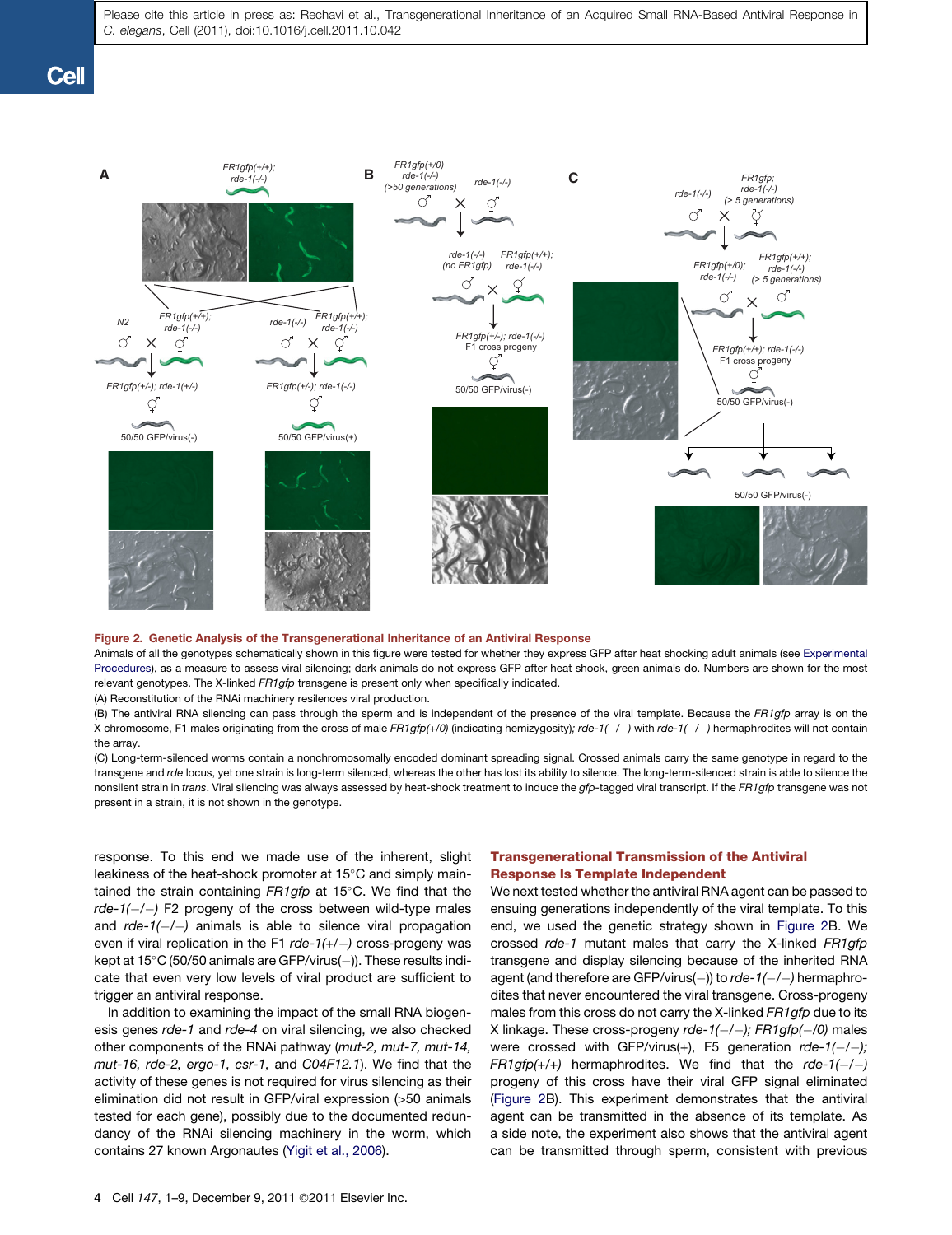**Figure 2. Genetic Analysis of the Transgenerational Inheritance of an Antiviral Response**

Animals of all the genotypes schematically shown in this figure were tested for whether they express GFP after heat shocking adult animals (see Experimental Procedures), as a measure to assess viral silencing; dark animals do not express GFP after heat shock, green animals do. Numbers are shown for the most relevant genotypes. The X-linked *FR1gfp* transgene is present only when specifically indicated.

(A) Reconstitution of the RNAi machinery resilences viral production.

(B) The antiviral RNA silencing can pass through the sperm and is independent of the presence of the viral template. Because the *FR1gfp* array is on the X chromosome, F1 males originating from the cross of male *FR1gfp(+/0)* (indicating hemizygosity)*; rde-1(−/−)* with *rde-1(−/−)* hermaphrodites will not contain the array.

(C) Long-term-silenced worms contain a nonchromosomally encoded dominant spreading signal. Crossed animals carry the same genotype in regard to the transgene and *rde* locus, yet one strain is long-term silenced, whereas the other has lost its ability to silence. The long-term-silenced strain is able to silence the nonsilent strain in *trans*. Viral silencing was always assessed by heat-shock treatment to induce the *gfp*-tagged viral transcript. If the *FR1gfp* transgene was not present in a strain, it is not shown in the genotype.

response. To this end we made use of the inherent, slight leakiness of the heat-shock promoter at 15°C and simply maintained the strain containing *FR1gfp* at 15°C. We find that the *rde-1(−/−)* F2 progeny of the cross between wild-type males and *rde-1(−/−)* animals is able to silence viral propagation even if viral replication in the F1 *rde-1(+/−)* cross-progeny was kept at 15°C (50/50 animals are GFP/virus(−)). These results indicate that even very low levels of viral product are sufficient to trigger an antiviral response.

In addition to examining the impact of the small RNA biogenesis genes *rde-1* and *rde-4* on viral silencing, we also checked other components of the RNAi pathway (*mut-2, mut-7, mut-14, mut-16, rde-2, ergo-1, csr-1,* and *C04F12.1*). We find that the activity of these genes is not required for virus silencing as their elimination did not result in GFP/viral expression (>50 animals tested for each gene), possibly due to the documented redundancy of the RNAi silencing machinery in the worm, which contains 27 known Argonautes (Yigit et al., 2006).

## Transgenerational Transmission of the Antiviral Response Is Template Independent

We next tested whether the antiviral RNA agent can be passed to ensuing generations independently of the viral template. To this end, we used the genetic strategy shown in Figure 2B. We crossed *rde-1* mutant males that carry the X-linked *FR1gfp* transgene and display silencing because of the inherited RNA agent (and therefore are GFP/virus(−)) to *rde-1(−/−)* hermaphrodites that never encountered the viral transgene. Cross-progeny males from this cross do not carry the X-linked *FR1gfp* due to its X linkage. These cross-progeny *rde-1(−/−); FR1gfp(−/0)* males were crossed with GFP/virus(+), F5 generation *rde-1(−/−); FR1gfp(+/+)* hermaphrodites. We find that the *rde-1(−/−)* progeny of this cross have their viral GFP signal eliminated (Figure 2B). This experiment demonstrates that the antiviral agent can be transmitted in the absence of its template. As a side note, the experiment also shows that the antiviral agent can be transmitted through sperm, consistent with previous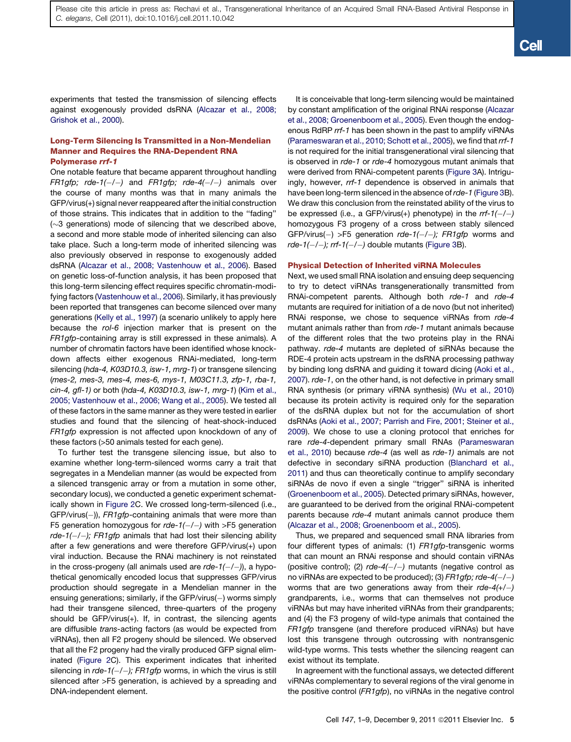experiments that tested the transmission of silencing effects against exogenously provided dsRNA (Alcazar et al., 2008; Grishok et al., 2000).

### Long-Term Silencing Is Transmitted in a Non-Mendelian Manner and Requires the RNA-Dependent RNA Polymerase *rrf-1*

One notable feature that became apparent throughout handling *FR1gfp; rde-1(−/−)* and *FR1gfp; rde-4(−/−)* animals over the course of many months was that in many animals the GFP/virus(+) signal never reappeared after the initial construction of those strains. This indicates that in addition to the "fading" (~3 generations) mode of silencing that we described above, a second and more stable mode of inherited silencing can also take place. Such a long-term mode of inherited silencing was also previously observed in response to exogenously added dsRNA (Alcazar et al., 2008; Vastenhouw et al., 2006). Based on genetic loss-of-function analysis, it has been proposed that this long-term silencing effect requires specific chromatin-modifying factors (Vastenhouw et al., 2006). Similarly, it has previously been reported that transgenes can become silenced over many generations (Kelly et al., 1997) (a scenario unlikely to apply here because the *rol-6* injection marker that is present on the *FR1gfp*-containing array is still expressed in these animals). A number of chromatin factors have been identified whose knockdown affects either exogenous RNAi-mediated, long-term silencing (*hda-4, K03D10.3, isw-1, mrg-1*) or transgene silencing (*mes-2, mes-3, mes-4, mes-6, mys-1, M03C11.3, zfp-1, rba-1, cin-4, gfl-1)* or both (*hda-4, K03D10.3, isw-1, mrg-1*) (Kim et al., 2005; Vastenhouw et al., 2006; Wang et al., 2005). We tested all of these factors in the same manner as they were tested in earlier studies and found that the silencing of heat-shock-induced *FR1gfp* expression is not affected upon knockdown of any of these factors (>50 animals tested for each gene).

To further test the transgene silencing issue, but also to examine whether long-term-silenced worms carry a trait that segregates in a Mendelian manner (as would be expected from a silenced transgenic array or from a mutation in some other, secondary locus), we conducted a genetic experiment schematically shown in Figure 2C. We crossed long-term-silenced (i.e., GFP/virus(−)), *FR1gfp*-containing animals that were more than F5 generation homozygous for *rde-1(−/−)* with >F5 generation *rde-1(−/−); FR1gfp* animals that had lost their silencing ability after a few generations and were therefore GFP/virus(+) upon viral induction. Because the RNAi machinery is not reinstated in the cross-progeny (all animals used are *rde-1(−/−)*), a hypothetical genomically encoded locus that suppresses GFP/virus production should segregate in a Mendelian manner in the ensuing generations; similarly, if the GFP/virus(−) worms simply had their transgene silenced, three-quarters of the progeny should be GFP/virus(+). If, in contrast, the silencing agents are diffusible *trans*-acting factors (as would be expected from viRNAs), then all F2 progeny should be silenced. We observed that all the F2 progeny had the virally produced GFP signal eliminated (Figure 2C). This experiment indicates that inherited silencing in *rde-1(−/−); FR1gfp* worms, in which the virus is still silenced after >F5 generation, is achieved by a spreading and DNA-independent element.

It is conceivable that long-term silencing would be maintained by constant amplification of the original RNAi response (Alcazar et al., 2008; Groenenboom et al., 2005). Even though the endogenous RdRP *rrf-1* has been shown in the past to amplify viRNAs (Parameswaran et al., 2010; Schott et al., 2005), we find that *rrf-1* is not required for the initial transgenerational viral silencing that is observed in *rde-1* or *rde-4* homozygous mutant animals that were derived from RNAi-competent parents (Figure 3A). Intriguingly, however, *rrf-1* dependence is observed in animals that have been long-term silenced in the absence of *rde-1* (Figure 3B). We draw this conclusion from the reinstated ability of the virus to be expressed (i.e., a GFP/virus(+) phenotype) in the *rrf-1(−/−)* homozygous F3 progeny of a cross between stably silenced GFP/virus(−) >F5 generation *rde-1(−/−); FR1gfp* worms and *rde-1(−/−); rrf-1(−/−)* double mutants (Figure 3B).

### Physical Detection of Inherited viRNA Molecules

Next, we used small RNA isolation and ensuing deep sequencing to try to detect viRNAs transgenerationally transmitted from RNAi-competent parents. Although both *rde-1* and *rde-4* mutants are required for initiation of a de novo (but not inherited) RNAi response, we chose to sequence viRNAs from *rde-4* mutant animals rather than from *rde-1* mutant animals because of the different roles that the two proteins play in the RNAi pathway. *rde-4* mutants are depleted of siRNAs because the RDE-4 protein acts upstream in the dsRNA processing pathway by binding long dsRNA and guiding it toward dicing (Aoki et al., 2007). *rde-1*, on the other hand, is not defective in primary small RNA synthesis (or primary viRNA synthesis) (Wu et al., 2010) because its protein activity is required only for the separation of the dsRNA duplex but not for the accumulation of short dsRNAs (Aoki et al., 2007; Parrish and Fire, 2001; Steiner et al., 2009). We chose to use a cloning protocol that enriches for rare *rde-4*-dependent primary small RNAs (Parameswaran et al., 2010) because *rde-4* (as well as *rde-1)* animals are not defective in secondary siRNA production (Blanchard et al., 2011) and thus can theoretically continue to amplify secondary siRNAs de novo if even a single "trigger" siRNA is inherited (Groenenboom et al., 2005). Detected primary siRNAs, however, are guaranteed to be derived from the original RNAi-competent parents because *rde-4* mutant animals cannot produce them (Alcazar et al., 2008; Groenenboom et al., 2005).

Thus, we prepared and sequenced small RNA libraries from four different types of animals: (1) *FR1gfp*-transgenic worms that can mount an RNAi response and should contain viRNAs (positive control); (2) *rde-4(−/−)* mutants (negative control as no viRNAs are expected to be produced); (3) *FR1gfp; rde-4(−/−)* worms that are two generations away from their *rde-4(+/−)* grandparents, i.e., worms that can themselves not produce viRNAs but may have inherited viRNAs from their grandparents; and (4) the F3 progeny of wild-type animals that contained the *FR1gfp* transgene (and therefore produced viRNAs) but have lost this transgene through outcrossing with nontransgenic wild-type worms. This tests whether the silencing reagent can exist without its template.

In agreement with the functional assays, we detected different viRNAs complementary to several regions of the viral genome in the positive control (*FR1gfp*), no viRNAs in the negative control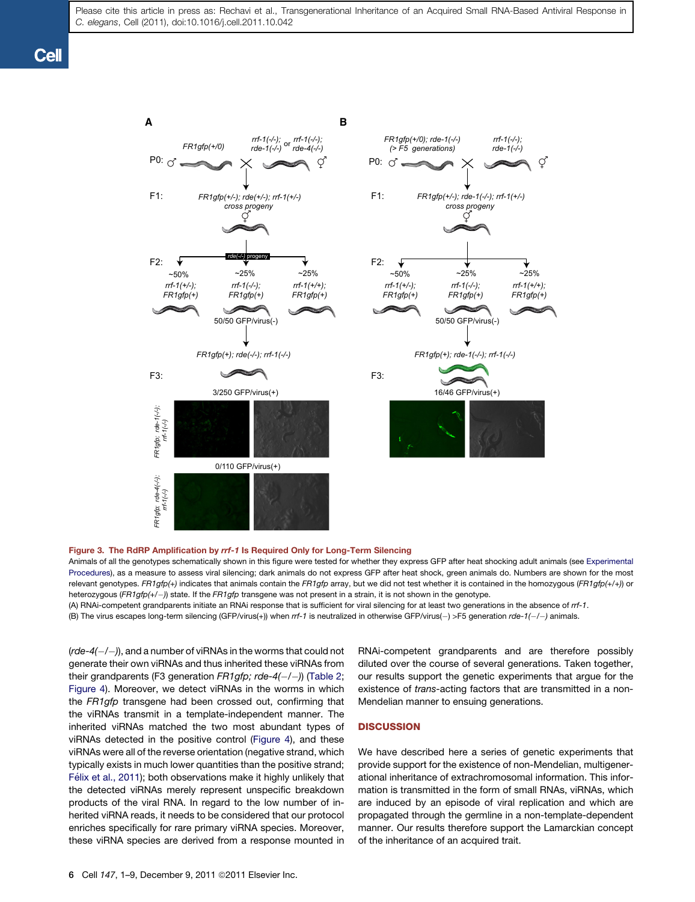Figure 3. The RdRP Amplification by *rrf-1* Is Required Only for Long-Term Silencing

Animals of all the genotypes schematically shown in this figure were tested for whether they express GFP after heat shocking adult animals (see Experimental Procedures), as a measure to assess viral silencing; dark animals do not express GFP after heat shock, green animals do. Numbers are shown for the most relevant genotypes. *FR1gfp(+)* indicates that animals contain the *FR1gfp* array, but we did not test whether it is contained in the homozygous (*FR1gfp(+/+)*) or heterozygous (*FR1gfp(+/−)*) state. If the *FR1gfp* transgene was not present in a strain, it is not shown in the genotype.

(A) RNAi-competent grandparents initiate an RNAi response that is sufficient for viral silencing for at least two generations in the absence of *rrf-1*.

(B) The virus escapes long-term silencing (GFP/virus(+)) when *rrf-1* is neutralized in otherwise GFP/virus(−) >F5 generation *rde-1(−/−)* animals.

(*rde-4(−/−)*), and a number of viRNAs in the worms that could not generate their own viRNAs and thus inherited these viRNAs from their grandparents (F3 generation *FR1gfp; rde-4(−/−)*) (Table 2; Figure 4). Moreover, we detect viRNAs in the worms in which the *FR1gfp* transgene had been crossed out, confirming that the viRNAs transmit in a template-independent manner. The inherited viRNAs matched the two most abundant types of viRNAs detected in the positive control (Figure 4), and these viRNAs were all of the reverse orientation (negative strand, which typically exists in much lower quantities than the positive strand; Félix et al., 2011); both observations make it highly unlikely that the detected viRNAs merely represent unspecific breakdown products of the viral RNA. In regard to the low number of inherited viRNA reads, it needs to be considered that our protocol enriches specifically for rare primary viRNA species. Moreover, these viRNA species are derived from a response mounted in RNAi-competent grandparents and are therefore possibly diluted over the course of several generations. Taken together, our results support the genetic experiments that argue for the existence of *trans*-acting factors that are transmitted in a non-Mendelian manner to ensuing generations.

## DISCUSSION

We have described here a series of genetic experiments that provide support for the existence of non-Mendelian, multigenerational inheritance of extrachromosomal information. This information is transmitted in the form of small RNAs, viRNAs, which are induced by an episode of viral replication and which are propagated through the germline in a non-template-dependent manner. Our results therefore support the Lamarckian concept of the inheritance of an acquired trait.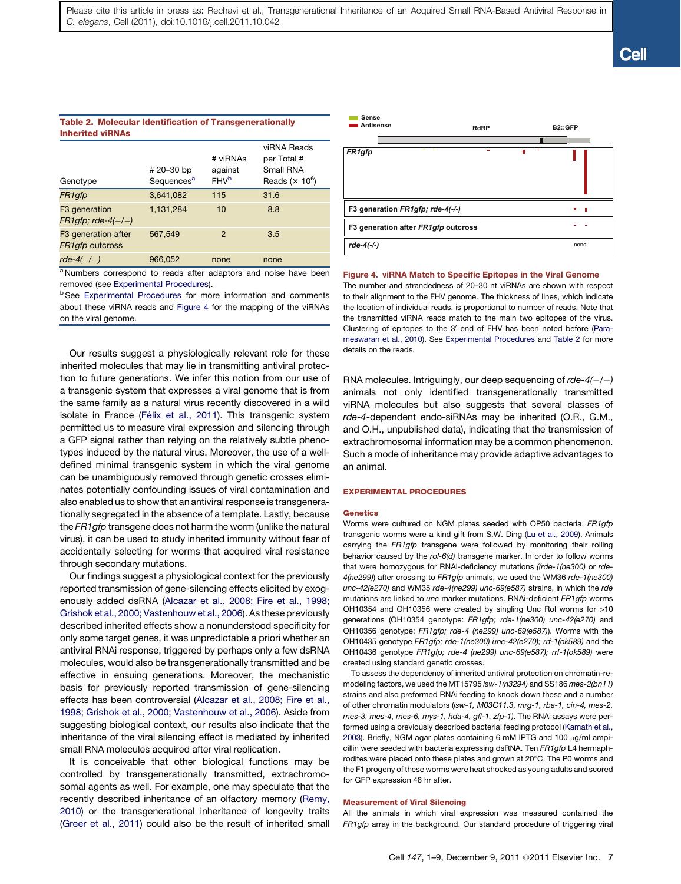**Table 2. Molecular Identification of Transgenerationally Inherited viRNAs**

| Genotype | # 20–30 bp Sequences[a] | # viRNAs against FHV[b] | viRNA Reads per Total # Small RNA Reads (× $10^6$) |
|---|---|---|---|
| *FR1gfp* | 3,641,082 | 115 | 31.6 |
| F3 generation *FR1gfp; rde-4(−/−)* | 1,131,284 | 10 | 8.8 |
| F3 generation after *FR1gfp* outcross | 567,549 | 2 | 3.5 |
| *rde-4(−/−)* | 966,052 | none | none |

[a] Numbers correspond to reads after adaptors and noise have been removed (see Experimental Procedures).

[b] See Experimental Procedures for more information and comments about these viRNA reads and Figure 4 for the mapping of the viRNAs on the viral genome.

Our results suggest a physiologically relevant role for these inherited molecules that may lie in transmitting antiviral protection to future generations. We infer this notion from our use of a transgenic system that expresses a viral genome that is from the same family as a natural virus recently discovered in a wild isolate in France (Félix et al., 2011). This transgenic system permitted us to measure viral expression and silencing through a GFP signal rather than relying on the relatively subtle phenotypes induced by the natural virus. Moreover, the use of a well-defined minimal transgenic system in which the viral genome can be unambiguously removed through genetic crosses eliminates potentially confounding issues of viral contamination and also enabled us to show that an antiviral response is transgenerationally segregated in the absence of a template. Lastly, because the *FR1gfp* transgene does not harm the worm (unlike the natural virus), it can be used to study inherited immunity without fear of accidentally selecting for worms that acquired viral resistance through secondary mutations.

Our findings suggest a physiological context for the previously reported transmission of gene-silencing effects elicited by exogenously added dsRNA (Alcazar et al., 2008; Fire et al., 1998; Grishok et al., 2000; Vastenhouw et al., 2006). As these previously described inherited effects show a nonunderstood specificity for only some target genes, it was unpredictable a priori whether an antiviral RNAi response, triggered by perhaps only a few dsRNA molecules, would also be transgenerationally transmitted and be effective in ensuing generations. Moreover, the mechanistic basis for previously reported transmission of gene-silencing effects has been controversial (Alcazar et al., 2008; Fire et al., 1998; Grishok et al., 2000; Vastenhouw et al., 2006). Aside from suggesting biological context, our results also indicate that the inheritance of the viral silencing effect is mediated by inherited small RNA molecules acquired after viral replication.

It is conceivable that other biological functions may be controlled by transgenerationally transmitted, extrachromosomal agents as well. For example, one may speculate that the recently described inheritance of an olfactory memory (Remy, 2010) or the transgenerational inheritance of longevity traits (Greer et al., 2011) could also be the result of inherited small RNA molecules. Intriguingly, our deep sequencing of *rde-4(−/−)* animals not only identified transgenerationally transmitted viRNA molecules but also suggests that several classes of *rde-4*-dependent endo-siRNAs may be inherited (O.R., G.M., and O.H., unpublished data), indicating that the transmission of extrachromosomal information may be a common phenomenon. Such a mode of inheritance may provide adaptive advantages to an animal.

**Figure 4. viRNA Match to Specific Epitopes in the Viral Genome**

The number and strandedness of 20–30 nt viRNAs are shown with respect to their alignment to the FHV genome. The thickness of lines, which indicate the location of individual reads, is proportional to number of reads. Note that the transmitted viRNA reads match to the main two epitopes of the virus. Clustering of epitopes to the 3′ end of FHV has been noted before (Parameswaran et al., 2010). See Experimental Procedures and Table 2 for more details on the reads.

## EXPERIMENTAL PROCEDURES

### Genetics

Worms were cultured on NGM plates seeded with OP50 bacteria. *FR1gfp* transgenic worms were a kind gift from S.W. Ding (Lu et al., 2009). Animals carrying the *FR1gfp* transgene were followed by monitoring their rolling behavior caused by the *rol-6(d)* transgene marker. In order to follow worms that were homozygous for RNAi-deficiency mutations (*(rde-1(ne300)* or *rde-4(ne299)*) after crossing to *FR1gfp* animals, we used the WM36 *rde-1(ne300) unc-42(e270)* and WM35 *rde-4(ne299) unc-69(e587)* strains, in which the *rde* mutations are linked to *unc* marker mutations. RNAi-deficient *FR1gfp* worms OH10354 and OH10356 were created by singling Unc Rol worms for >10 generations (OH10354 genotype: *FR1gfp; rde-1(ne300) unc-42(e270)* and OH10356 genotype: *FR1gfp; rde-4 (ne299) unc-69(e587)*). Worms with the OH10435 genotype *FR1gfp; rde-1(ne300) unc-42(e270); rrf-1(ok589)* and the OH10436 genotype *FR1gfp; rde-4 (ne299) unc-69(e587); rrf-1(ok589)* were created using standard genetic crosses.

To assess the dependency of inherited antiviral protection on chromatin-remodeling factors, we used the MT15795 *isw-1(n3294)* and SS186 *mes-2(bn11)* strains and also preformed RNAi feeding to knock down these and a number of other chromatin modulators (*isw-1, M03C11.3, mrg-1, rba-1, cin-4, mes-2, mes-3, mes-4, mes-6, mys-1, hda-4, gfl-1, zfp-1*). The RNAi assays were performed using a previously described bacterial feeding protocol (Kamath et al., 2003). Briefly, NGM agar plates containing 6 mM IPTG and 100 μg/ml ampicillin were seeded with bacteria expressing dsRNA. Ten *FR1gfp* L4 hermaphrodites were placed onto these plates and grown at 20°C. The P0 worms and the F1 progeny of these worms were heat shocked as young adults and scored for GFP expression 48 hr after.

### Measurement of Viral Silencing

All the animals in which viral expression was measured contained the *FR1gfp* array in the background. Our standard procedure of triggering viral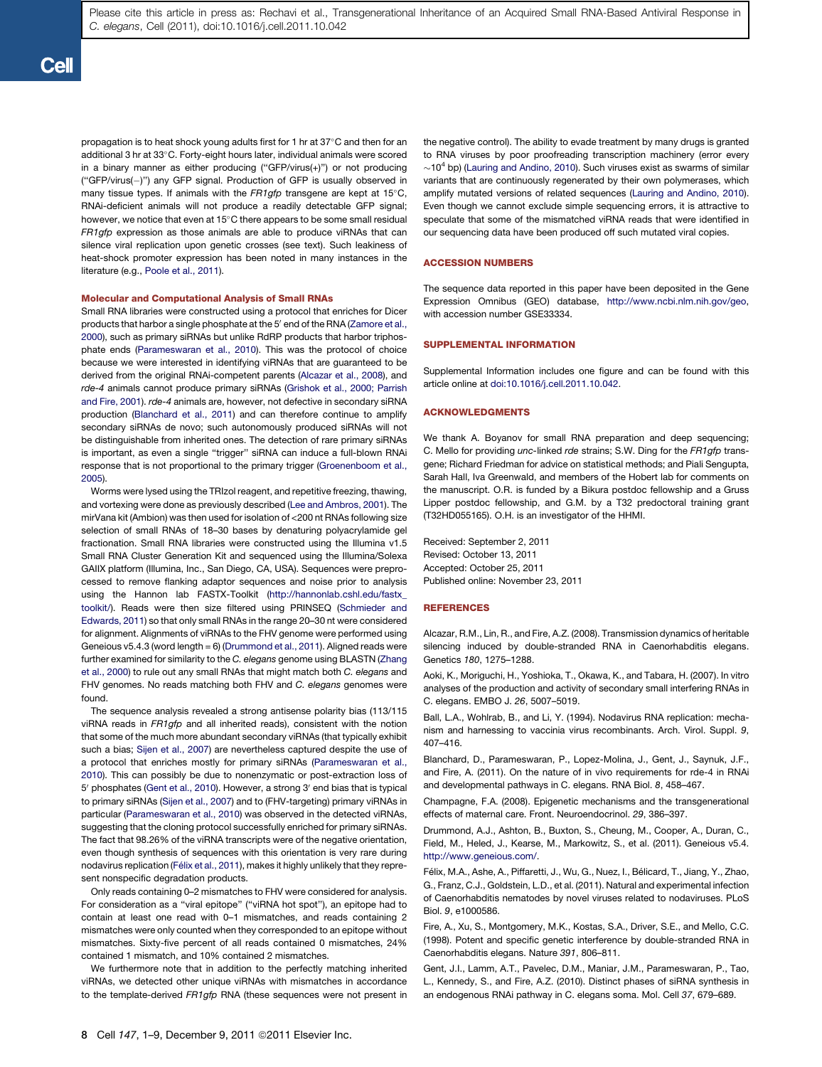propagation is to heat shock young adults first for 1 hr at 37°C and then for an additional 3 hr at 33°C. Forty-eight hours later, individual animals were scored in a binary manner as either producing ("GFP/virus(+)") or not producing ("GFP/virus(−)") any GFP signal. Production of GFP is usually observed in many tissue types. If animals with the *FR1gfp* transgene are kept at 15°C, RNAi-deficient animals will not produce a readily detectable GFP signal; however, we notice that even at 15°C there appears to be some small residual *FR1gfp* expression as those animals are able to produce viRNAs that can silence viral replication upon genetic crosses (see text). Such leakiness of heat-shock promoter expression has been noted in many instances in the literature (e.g., Poole et al., 2011).

### Molecular and Computational Analysis of Small RNAs

Small RNA libraries were constructed using a protocol that enriches for Dicer products that harbor a single phosphate at the 5′ end of the RNA (Zamore et al., 2000), such as primary siRNAs but unlike RdRP products that harbor triphosphate ends (Parameswaran et al., 2010). This was the protocol of choice because we were interested in identifying viRNAs that are guaranteed to be derived from the original RNAi-competent parents (Alcazar et al., 2008), and *rde-4* animals cannot produce primary siRNAs (Grishok et al., 2000; Parrish and Fire, 2001). *rde-4* animals are, however, not defective in secondary siRNA production (Blanchard et al., 2011) and can therefore continue to amplify secondary siRNAs de novo; such autonomously produced siRNAs will not be distinguishable from inherited ones. The detection of rare primary siRNAs is important, as even a single "trigger" siRNA can induce a full-blown RNAi response that is not proportional to the primary trigger (Groenenboom et al., 2005).

Worms were lysed using the TRIzol reagent, and repetitive freezing, thawing, and vortexing were done as previously described (Lee and Ambros, 2001). The mirVana kit (Ambion) was then used for isolation of <200 nt RNAs following size selection of small RNAs of 18–30 bases by denaturing polyacrylamide gel fractionation. Small RNA libraries were constructed using the Illumina v1.5 Small RNA Cluster Generation Kit and sequenced using the Illumina/Solexa GAIIX platform (Illumina, Inc., San Diego, CA, USA). Sequences were preprocessed to remove flanking adaptor sequences and noise prior to analysis using the Hannon lab FASTX-Toolkit (http://hannonlab.cshl.edu/fastx_toolkit/). Reads were then size filtered using PRINSEQ (Schmieder and Edwards, 2011) so that only small RNAs in the range 20–30 nt were considered for alignment. Alignments of viRNAs to the FHV genome were performed using Geneious v5.4.3 (word length = 6) (Drummond et al., 2011). Aligned reads were further examined for similarity to the *C. elegans* genome using BLASTN (Zhang et al., 2000) to rule out any small RNAs that might match both *C. elegans* and FHV genomes. No reads matching both FHV and *C. elegans* genomes were found.

The sequence analysis revealed a strong antisense polarity bias (113/115 viRNA reads in *FR1gfp* and all inherited reads), consistent with the notion that some of the much more abundant secondary viRNAs (that typically exhibit such a bias; Sijen et al., 2007) are nevertheless captured despite the use of a protocol that enriches mostly for primary siRNAs (Parameswaran et al., 2010). This can possibly be due to nonenzymatic or post-extraction loss of 5′ phosphates (Gent et al., 2010). However, a strong 3′ end bias that is typical to primary siRNAs (Sijen et al., 2007) and to (FHV-targeting) primary viRNAs in particular (Parameswaran et al., 2010) was observed in the detected viRNAs, suggesting that the cloning protocol successfully enriched for primary siRNAs. The fact that 98.26% of the viRNA transcripts were of the negative orientation, even though synthesis of sequences with this orientation is very rare during nodavirus replication (Félix et al., 2011), makes it highly unlikely that they represent nonspecific degradation products.

Only reads containing 0–2 mismatches to FHV were considered for analysis. For consideration as a "viral epitope" ("viRNA hot spot"), an epitope had to contain at least one read with 0–1 mismatches, and reads containing 2 mismatches were only counted when they corresponded to an epitope without mismatches. Sixty-five percent of all reads contained 0 mismatches, 24% contained 1 mismatch, and 10% contained 2 mismatches.

We furthermore note that in addition to the perfectly matching inherited viRNAs, we detected other unique viRNAs with mismatches in accordance to the template-derived *FR1gfp* RNA (these sequences were not present in the negative control). The ability to evade treatment by many drugs is granted to RNA viruses by poor proofreading transcription machinery (error every ~$10^4$ bp) (Lauring and Andino, 2010). Such viruses exist as swarms of similar variants that are continuously regenerated by their own polymerases, which amplify mutated versions of related sequences (Lauring and Andino, 2010). Even though we cannot exclude simple sequencing errors, it is attractive to speculate that some of the mismatched viRNA reads that were identified in our sequencing data have been produced off such mutated viral copies.

## ACCESSION NUMBERS

The sequence data reported in this paper have been deposited in the Gene Expression Omnibus (GEO) database, http://www.ncbi.nlm.nih.gov/geo, with accession number GSE33334.

## SUPPLEMENTAL INFORMATION

Supplemental Information includes one figure and can be found with this article online at doi:10.1016/j.cell.2011.10.042.

## ACKNOWLEDGMENTS

We thank A. Boyanov for small RNA preparation and deep sequencing; C. Mello for providing *unc*-linked *rde* strains; S.W. Ding for the *FR1gfp* transgene; Richard Friedman for advice on statistical methods; and Piali Sengupta, Sarah Hall, Iva Greenwald, and members of the Hobert lab for comments on the manuscript. O.R. is funded by a Bikura postdoc fellowship and a Gruss Lipper postdoc fellowship, and G.M. by a T32 predoctoral training grant (T32HD055165). O.H. is an investigator of the HHMI.

Received: September 2, 2011
Revised: October 13, 2011
Accepted: October 25, 2011
Published online: November 23, 2011

## REFERENCES

Alcazar, R.M., Lin, R., and Fire, A.Z. (2008). Transmission dynamics of heritable silencing induced by double-stranded RNA in Caenorhabditis elegans. Genetics *180*, 1275–1288.

Aoki, K., Moriguchi, H., Yoshioka, T., Okawa, K., and Tabara, H. (2007). In vitro analyses of the production and activity of secondary small interfering RNAs in C. elegans. EMBO J. *26*, 5007–5019.

Ball, L.A., Wohlrab, B., and Li, Y. (1994). Nodavirus RNA replication: mechanism and harnessing to vaccinia virus recombinants. Arch. Virol. Suppl. *9*, 407–416.

Blanchard, D., Parameswaran, P., Lopez-Molina, J., Gent, J., Saynuk, J.F., and Fire, A. (2011). On the nature of in vivo requirements for rde-4 in RNAi and developmental pathways in C. elegans. RNA Biol. *8*, 458–467.

Champagne, F.A. (2008). Epigenetic mechanisms and the transgenerational effects of maternal care. Front. Neuroendocrinol. *29*, 386–397.

Drummond, A.J., Ashton, B., Buxton, S., Cheung, M., Cooper, A., Duran, C., Field, M., Heled, J., Kearse, M., Markowitz, S., et al. (2011). Geneious v5.4. http://www.geneious.com/.

Félix, M.A., Ashe, A., Piffaretti, J., Wu, G., Nuez, I., Bélicard, T., Jiang, Y., Zhao, G., Franz, C.J., Goldstein, L.D., et al. (2011). Natural and experimental infection of Caenorhabditis nematodes by novel viruses related to nodaviruses. PLoS Biol. *9*, e1000586.

Fire, A., Xu, S., Montgomery, M.K., Kostas, S.A., Driver, S.E., and Mello, C.C. (1998). Potent and specific genetic interference by double-stranded RNA in Caenorhabditis elegans. Nature *391*, 806–811.

Gent, J.I., Lamm, A.T., Pavelec, D.M., Maniar, J.M., Parameswaran, P., Tao, L., Kennedy, S., and Fire, A.Z. (2010). Distinct phases of siRNA synthesis in an endogenous RNAi pathway in C. elegans soma. Mol. Cell *37*, 679–689.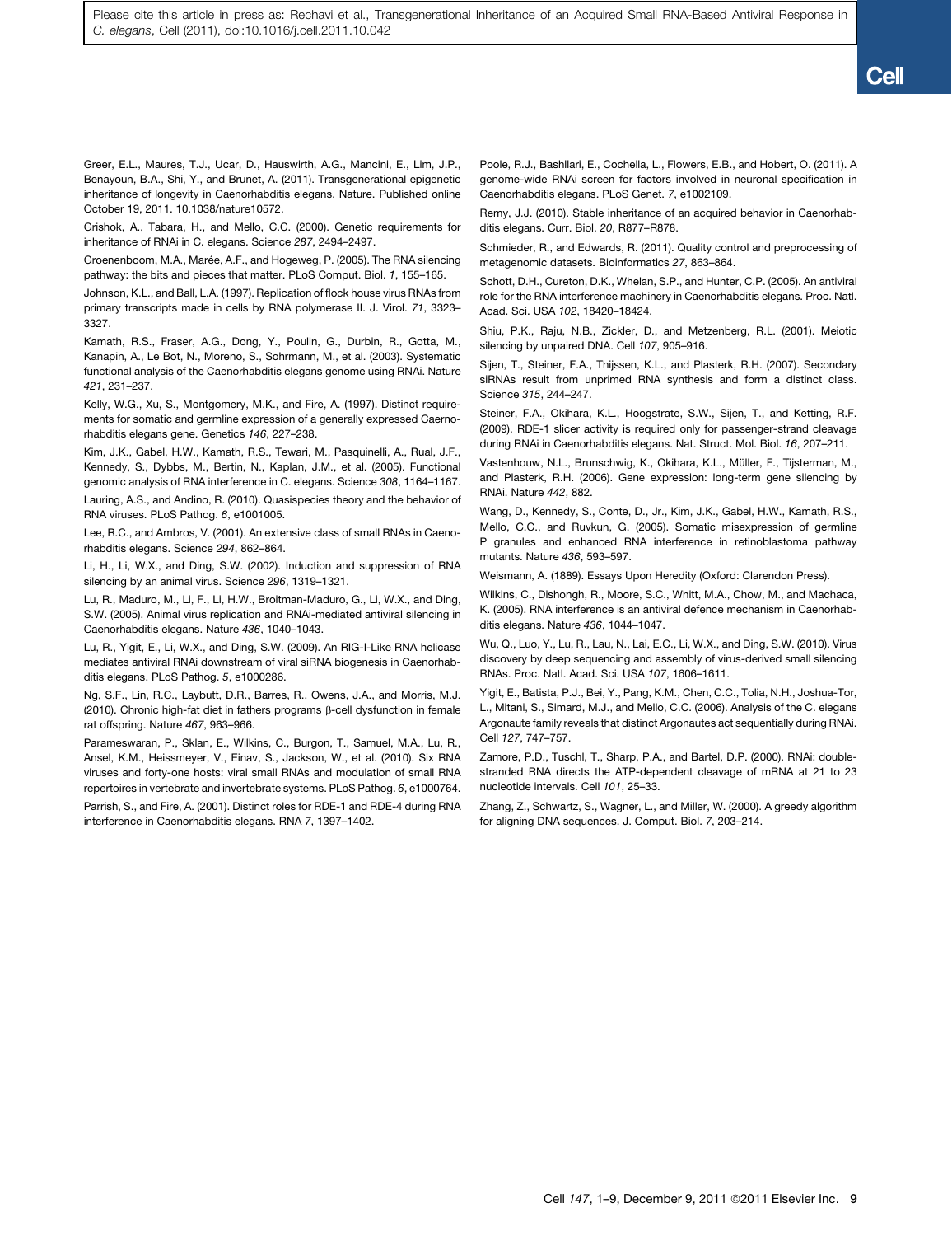Greer, E.L., Maures, T.J., Ucar, D., Hauswirth, A.G., Mancini, E., Lim, J.P., Benayoun, B.A., Shi, Y., and Brunet, A. (2011). Transgenerational epigenetic inheritance of longevity in Caenorhabditis elegans. Nature. Published online October 19, 2011. 10.1038/nature10572.

Grishok, A., Tabara, H., and Mello, C.C. (2000). Genetic requirements for inheritance of RNAi in C. elegans. Science *287*, 2494–2497.

Groenenboom, M.A., Marée, A.F., and Hogeweg, P. (2005). The RNA silencing pathway: the bits and pieces that matter. PLoS Comput. Biol. *1*, 155–165.

Johnson, K.L., and Ball, L.A. (1997). Replication of flock house virus RNAs from primary transcripts made in cells by RNA polymerase II. J. Virol. *71*, 3323–3327.

Kamath, R.S., Fraser, A.G., Dong, Y., Poulin, G., Durbin, R., Gotta, M., Kanapin, A., Le Bot, N., Moreno, S., Sohrmann, M., et al. (2003). Systematic functional analysis of the Caenorhabditis elegans genome using RNAi. Nature *421*, 231–237.

Kelly, W.G., Xu, S., Montgomery, M.K., and Fire, A. (1997). Distinct requirements for somatic and germline expression of a generally expressed Caenorhabditis elegans gene. Genetics *146*, 227–238.

Kim, J.K., Gabel, H.W., Kamath, R.S., Tewari, M., Pasquinelli, A., Rual, J.F., Kennedy, S., Dybbs, M., Bertin, N., Kaplan, J.M., et al. (2005). Functional genomic analysis of RNA interference in C. elegans. Science *308*, 1164–1167.

Lauring, A.S., and Andino, R. (2010). Quasispecies theory and the behavior of RNA viruses. PLoS Pathog. *6*, e1001005.

Lee, R.C., and Ambros, V. (2001). An extensive class of small RNAs in Caenorhabditis elegans. Science *294*, 862–864.

Li, H., Li, W.X., and Ding, S.W. (2002). Induction and suppression of RNA silencing by an animal virus. Science *296*, 1319–1321.

Lu, R., Maduro, M., Li, F., Li, H.W., Broitman-Maduro, G., Li, W.X., and Ding, S.W. (2005). Animal virus replication and RNAi-mediated antiviral silencing in Caenorhabditis elegans. Nature *436*, 1040–1043.

Lu, R., Yigit, E., Li, W.X., and Ding, S.W. (2009). An RIG-I-Like RNA helicase mediates antiviral RNAi downstream of viral siRNA biogenesis in Caenorhabditis elegans. PLoS Pathog. *5*, e1000286.

Ng, S.F., Lin, R.C., Laybutt, D.R., Barres, R., Owens, J.A., and Morris, M.J. (2010). Chronic high-fat diet in fathers programs β-cell dysfunction in female rat offspring. Nature *467*, 963–966.

Parameswaran, P., Sklan, E., Wilkins, C., Burgon, T., Samuel, M.A., Lu, R., Ansel, K.M., Heissmeyer, V., Einav, S., Jackson, W., et al. (2010). Six RNA viruses and forty-one hosts: viral small RNAs and modulation of small RNA repertoires in vertebrate and invertebrate systems. PLoS Pathog. *6*, e1000764.

Parrish, S., and Fire, A. (2001). Distinct roles for RDE-1 and RDE-4 during RNA interference in Caenorhabditis elegans. RNA *7*, 1397–1402.

Poole, R.J., Bashllari, E., Cochella, L., Flowers, E.B., and Hobert, O. (2011). A genome-wide RNAi screen for factors involved in neuronal specification in Caenorhabditis elegans. PLoS Genet. *7*, e1002109.

Remy, J.J. (2010). Stable inheritance of an acquired behavior in Caenorhabditis elegans. Curr. Biol. *20*, R877–R878.

Schmieder, R., and Edwards, R. (2011). Quality control and preprocessing of metagenomic datasets. Bioinformatics *27*, 863–864.

Schott, D.H., Cureton, D.K., Whelan, S.P., and Hunter, C.P. (2005). An antiviral role for the RNA interference machinery in Caenorhabditis elegans. Proc. Natl. Acad. Sci. USA *102*, 18420–18424.

Shiu, P.K., Raju, N.B., Zickler, D., and Metzenberg, R.L. (2001). Meiotic silencing by unpaired DNA. Cell *107*, 905–916.

Sijen, T., Steiner, F.A., Thijssen, K.L., and Plasterk, R.H. (2007). Secondary siRNAs result from unprimed RNA synthesis and form a distinct class. Science *315*, 244–247.

Steiner, F.A., Okihara, K.L., Hoogstrate, S.W., Sijen, T., and Ketting, R.F. (2009). RDE-1 slicer activity is required only for passenger-strand cleavage during RNAi in Caenorhabditis elegans. Nat. Struct. Mol. Biol. *16*, 207–211.

Vastenhouw, N.L., Brunschwig, K., Okihara, K.L., Müller, F., Tijsterman, M., and Plasterk, R.H. (2006). Gene expression: long-term gene silencing by RNAi. Nature *442*, 882.

Wang, D., Kennedy, S., Conte, D., Jr., Kim, J.K., Gabel, H.W., Kamath, R.S., Mello, C.C., and Ruvkun, G. (2005). Somatic misexpression of germline P granules and enhanced RNA interference in retinoblastoma pathway mutants. Nature *436*, 593–597.

Weismann, A. (1889). Essays Upon Heredity (Oxford: Clarendon Press).

Wilkins, C., Dishongh, R., Moore, S.C., Whitt, M.A., Chow, M., and Machaca, K. (2005). RNA interference is an antiviral defence mechanism in Caenorhabditis elegans. Nature *436*, 1044–1047.

Wu, Q., Luo, Y., Lu, R., Lau, N., Lai, E.C., Li, W.X., and Ding, S.W. (2010). Virus discovery by deep sequencing and assembly of virus-derived small silencing RNAs. Proc. Natl. Acad. Sci. USA *107*, 1606–1611.

Yigit, E., Batista, P.J., Bei, Y., Pang, K.M., Chen, C.C., Tolia, N.H., Joshua-Tor, L., Mitani, S., Simard, M.J., and Mello, C.C. (2006). Analysis of the C. elegans Argonaute family reveals that distinct Argonautes act sequentially during RNAi. Cell *127*, 747–757.

Zamore, P.D., Tuschl, T., Sharp, P.A., and Bartel, D.P. (2000). RNAi: double-stranded RNA directs the ATP-dependent cleavage of mRNA at 21 to 23 nucleotide intervals. Cell *101*, 25–33.

Zhang, Z., Schwartz, S., Wagner, L., and Miller, W. (2000). A greedy algorithm for aligning DNA sequences. J. Comput. Biol. *7*, 203–214.